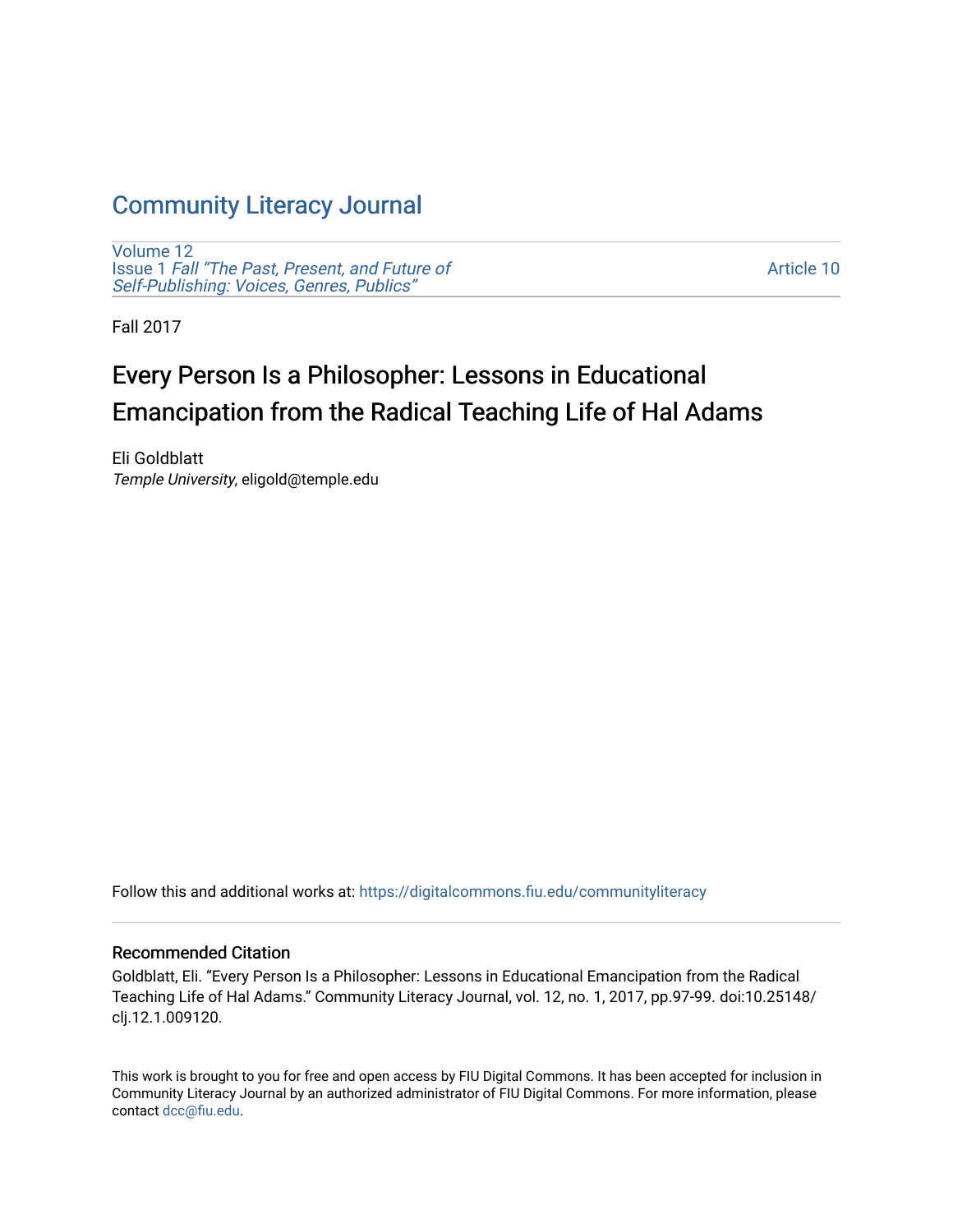# Community Literacy Journal

Volume 12
Issue 1 *Fall "The Past, Present, and Future of Self-Publishing: Voices, Genres, Publics"*

Article 10

Fall 2017

## Every Person Is a Philosopher: Lessons in Educational Emancipation from the Radical Teaching Life of Hal Adams

Eli Goldblatt
*Temple University*, eligold@temple.edu

Follow this and additional works at: https://digitalcommons.fiu.edu/communityliteracy

### Recommended Citation

Goldblatt, Eli. "Every Person Is a Philosopher: Lessons in Educational Emancipation from the Radical Teaching Life of Hal Adams." Community Literacy Journal, vol. 12, no. 1, 2017, pp.97-99. doi:10.25148/clj.12.1.009120.

This work is brought to you for free and open access by FIU Digital Commons. It has been accepted for inclusion in Community Literacy Journal by an authorized administrator of FIU Digital Commons. For more information, please contact dcc@fiu.edu.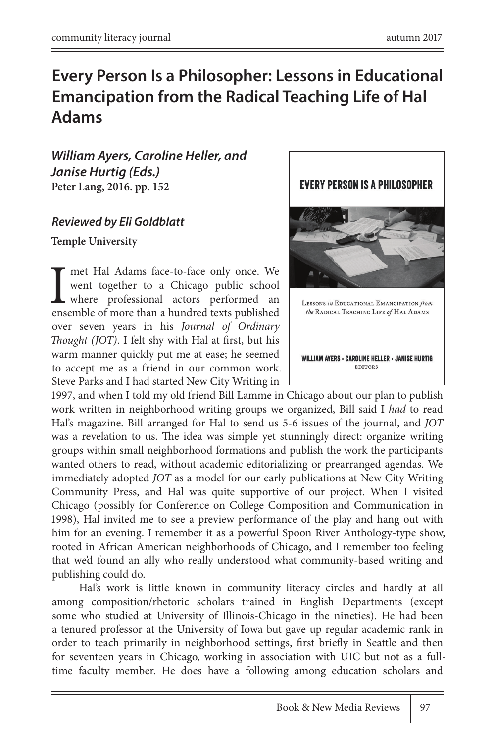# Every Person Is a Philosopher: Lessons in Educational Emancipation from the Radical Teaching Life of Hal Adams

***William Ayers, Caroline Heller, and Janise Hurtig (Eds.)***
**Peter Lang, 2016. pp. 152**

***Reviewed by Eli Goldblatt***

**Temple University**

I met Hal Adams face-to-face only once. We went together to a Chicago public school where professional actors performed an ensemble of more than a hundred texts published over seven years in his *Journal of Ordinary Thought (JOT)*. I felt shy with Hal at first, but his warm manner quickly put me at ease; he seemed to accept me as a friend in our common work. Steve Parks and I had started New City Writing in 1997, and when I told my old friend Bill Lamme in Chicago about our plan to publish work written in neighborhood writing groups we organized, Bill said I *had* to read Hal's magazine. Bill arranged for Hal to send us 5-6 issues of the journal, and *JOT* was a revelation to us. The idea was simple yet stunningly direct: organize writing groups within small neighborhood formations and publish the work the participants wanted others to read, without academic editorializing or prearranged agendas. We immediately adopted *JOT* as a model for our early publications at New City Writing Community Press, and Hal was quite supportive of our project. When I visited Chicago (possibly for Conference on College Composition and Communication in 1998), Hal invited me to see a preview performance of the play and hang out with him for an evening. I remember it as a powerful Spoon River Anthology-type show, rooted in African American neighborhoods of Chicago, and I remember too feeling that we'd found an ally who really understood what community-based writing and publishing could do.

Hal's work is little known in community literacy circles and hardly at all among composition/rhetoric scholars trained in English Departments (except some who studied at University of Illinois-Chicago in the nineties). He had been a tenured professor at the University of Iowa but gave up regular academic rank in order to teach primarily in neighborhood settings, first briefly in Seattle and then for seventeen years in Chicago, working in association with UIC but not as a full-time faculty member. He does have a following among education scholars and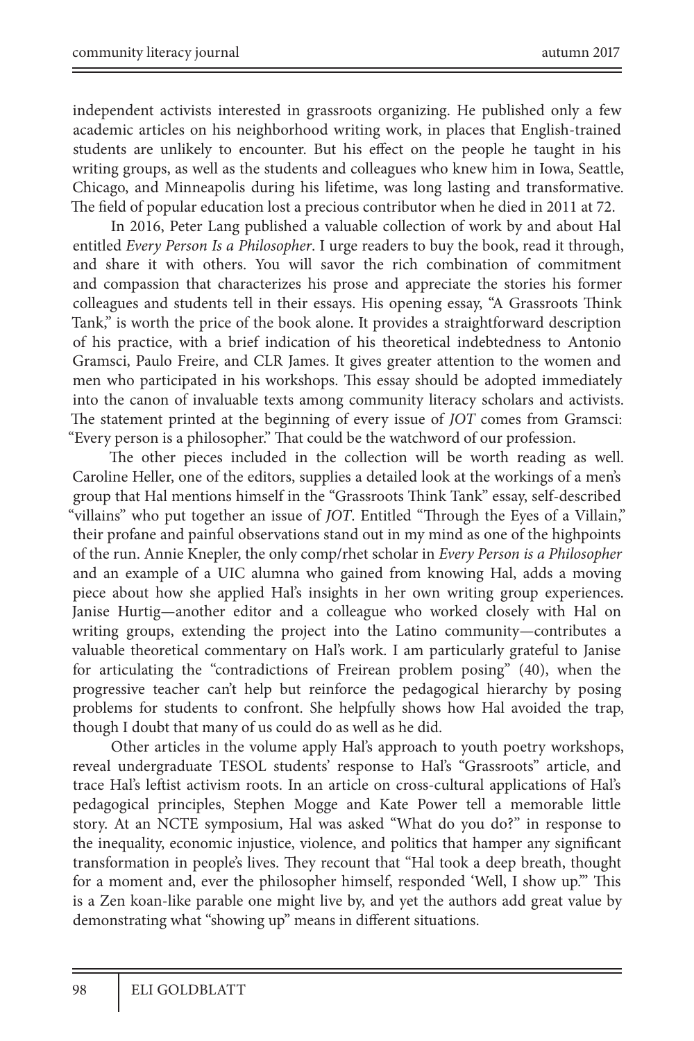independent activists interested in grassroots organizing. He published only a few academic articles on his neighborhood writing work, in places that English-trained students are unlikely to encounter. But his effect on the people he taught in his writing groups, as well as the students and colleagues who knew him in Iowa, Seattle, Chicago, and Minneapolis during his lifetime, was long lasting and transformative. The field of popular education lost a precious contributor when he died in 2011 at 72.

In 2016, Peter Lang published a valuable collection of work by and about Hal entitled *Every Person Is a Philosopher*. I urge readers to buy the book, read it through, and share it with others. You will savor the rich combination of commitment and compassion that characterizes his prose and appreciate the stories his former colleagues and students tell in their essays. His opening essay, "A Grassroots Think Tank," is worth the price of the book alone. It provides a straightforward description of his practice, with a brief indication of his theoretical indebtedness to Antonio Gramsci, Paulo Freire, and CLR James. It gives greater attention to the women and men who participated in his workshops. This essay should be adopted immediately into the canon of invaluable texts among community literacy scholars and activists. The statement printed at the beginning of every issue of *JOT* comes from Gramsci: "Every person is a philosopher." That could be the watchword of our profession.

The other pieces included in the collection will be worth reading as well. Caroline Heller, one of the editors, supplies a detailed look at the workings of a men's group that Hal mentions himself in the "Grassroots Think Tank" essay, self-described "villains" who put together an issue of *JOT*. Entitled "Through the Eyes of a Villain," their profane and painful observations stand out in my mind as one of the highpoints of the run. Annie Knepler, the only comp/rhet scholar in *Every Person is a Philosopher* and an example of a UIC alumna who gained from knowing Hal, adds a moving piece about how she applied Hal's insights in her own writing group experiences. Janise Hurtig—another editor and a colleague who worked closely with Hal on writing groups, extending the project into the Latino community—contributes a valuable theoretical commentary on Hal's work. I am particularly grateful to Janise for articulating the "contradictions of Freirean problem posing" (40), when the progressive teacher can't help but reinforce the pedagogical hierarchy by posing problems for students to confront. She helpfully shows how Hal avoided the trap, though I doubt that many of us could do as well as he did.

Other articles in the volume apply Hal's approach to youth poetry workshops, reveal undergraduate TESOL students' response to Hal's "Grassroots" article, and trace Hal's leftist activism roots. In an article on cross-cultural applications of Hal's pedagogical principles, Stephen Mogge and Kate Power tell a memorable little story. At an NCTE symposium, Hal was asked "What do you do?" in response to the inequality, economic injustice, violence, and politics that hamper any significant transformation in people's lives. They recount that "Hal took a deep breath, thought for a moment and, ever the philosopher himself, responded 'Well, I show up.'" This is a Zen koan-like parable one might live by, and yet the authors add great value by demonstrating what "showing up" means in different situations.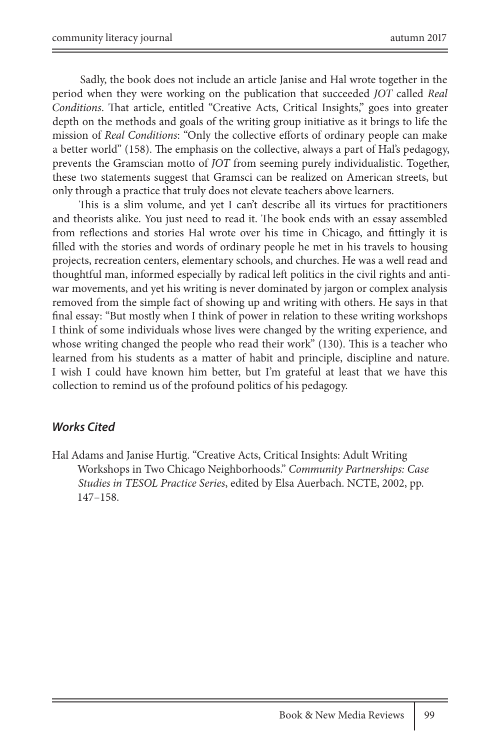Sadly, the book does not include an article Janise and Hal wrote together in the period when they were working on the publication that succeeded *JOT* called *Real Conditions*. That article, entitled "Creative Acts, Critical Insights," goes into greater depth on the methods and goals of the writing group initiative as it brings to life the mission of *Real Conditions*: "Only the collective efforts of ordinary people can make a better world" (158). The emphasis on the collective, always a part of Hal's pedagogy, prevents the Gramscian motto of *JOT* from seeming purely individualistic. Together, these two statements suggest that Gramsci can be realized on American streets, but only through a practice that truly does not elevate teachers above learners.

This is a slim volume, and yet I can't describe all its virtues for practitioners and theorists alike. You just need to read it. The book ends with an essay assembled from reflections and stories Hal wrote over his time in Chicago, and fittingly it is filled with the stories and words of ordinary people he met in his travels to housing projects, recreation centers, elementary schools, and churches. He was a well read and thoughtful man, informed especially by radical left politics in the civil rights and anti-war movements, and yet his writing is never dominated by jargon or complex analysis removed from the simple fact of showing up and writing with others. He says in that final essay: "But mostly when I think of power in relation to these writing workshops I think of some individuals whose lives were changed by the writing experience, and whose writing changed the people who read their work" (130). This is a teacher who learned from his students as a matter of habit and principle, discipline and nature. I wish I could have known him better, but I'm grateful at least that we have this collection to remind us of the profound politics of his pedagogy.

### ***Works Cited***

Hal Adams and Janise Hurtig. "Creative Acts, Critical Insights: Adult Writing Workshops in Two Chicago Neighborhoods." *Community Partnerships: Case Studies in TESOL Practice Series*, edited by Elsa Auerbach. NCTE, 2002, pp. 147–158.